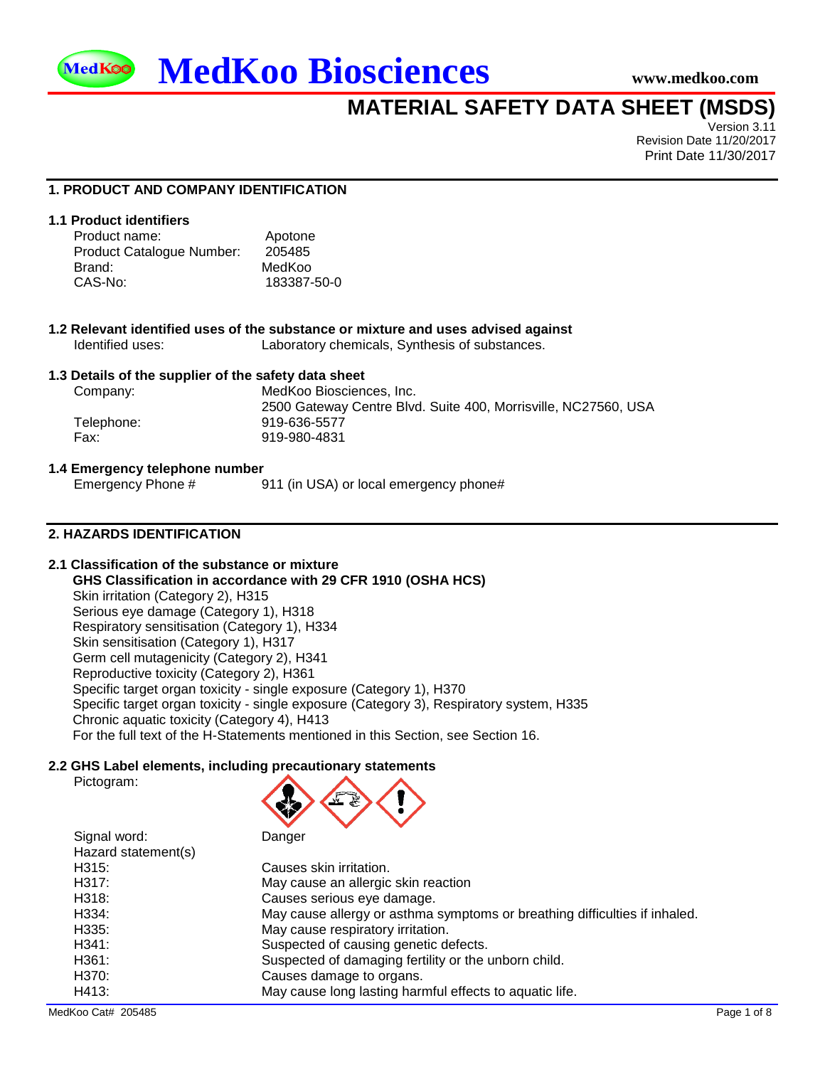# MedKoo Biosciences

www.medkoo.com

# MATERIAL SAFETY DATA SHEET (MSDS)

Version 3.11
Revision Date 11/20/2017
Print Date 11/30/2017

## 1. PRODUCT AND COMPANY IDENTIFICATION

### 1.1 Product identifiers

| | |
|---|---|
| Product name: | Apotone |
| Product Catalogue Number: | 205485 |
| Brand: | MedKoo |
| CAS-No: | 183387-50-0 |

### 1.2 Relevant identified uses of the substance or mixture and uses advised against

| | |
|---|---|
| Identified uses: | Laboratory chemicals, Synthesis of substances. |

### 1.3 Details of the supplier of the safety data sheet

| | |
|---|---|
| Company: | MedKoo Biosciences, Inc. |
| | 2500 Gateway Centre Blvd. Suite 400, Morrisville, NC27560, USA |
| Telephone: | 919-636-5577 |
| Fax: | 919-980-4831 |

### 1.4 Emergency telephone number

| | |
|---|---|
| Emergency Phone # | 911 (in USA) or local emergency phone# |

## 2. HAZARDS IDENTIFICATION

### 2.1 Classification of the substance or mixture

**GHS Classification in accordance with 29 CFR 1910 (OSHA HCS)**

Skin irritation (Category 2), H315
Serious eye damage (Category 1), H318
Respiratory sensitisation (Category 1), H334
Skin sensitisation (Category 1), H317
Germ cell mutagenicity (Category 2), H341
Reproductive toxicity (Category 2), H361
Specific target organ toxicity - single exposure (Category 1), H370
Specific target organ toxicity - single exposure (Category 3), Respiratory system, H335
Chronic aquatic toxicity (Category 4), H413
For the full text of the H-Statements mentioned in this Section, see Section 16.

### 2.2 GHS Label elements, including precautionary statements

Pictogram:

| | |
|---|---|
| Signal word: | Danger |
| Hazard statement(s) | |
| H315: | Causes skin irritation. |
| H317: | May cause an allergic skin reaction |
| H318: | Causes serious eye damage. |
| H334: | May cause allergy or asthma symptoms or breathing difficulties if inhaled. |
| H335: | May cause respiratory irritation. |
| H341: | Suspected of causing genetic defects. |
| H361: | Suspected of damaging fertility or the unborn child. |
| H370: | Causes damage to organs. |
| H413: | May cause long lasting harmful effects to aquatic life. |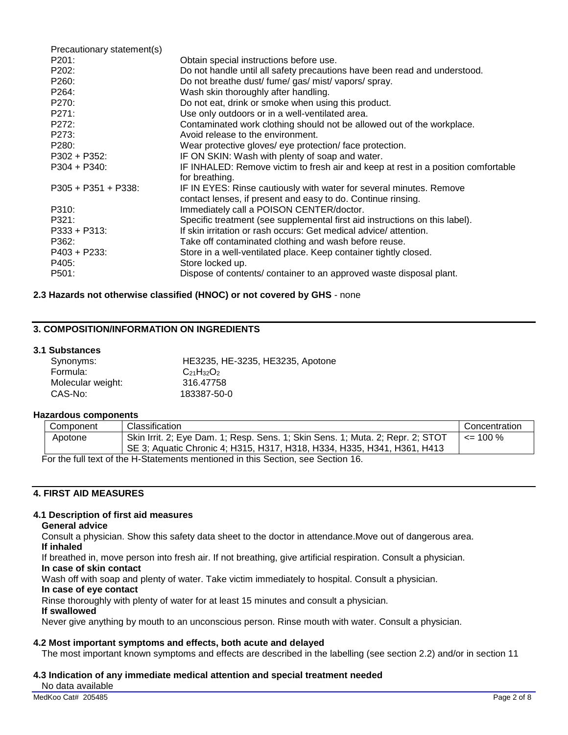Precautionary statement(s)

| | |
|---|---|
| P201: | Obtain special instructions before use. |
| P202: | Do not handle until all safety precautions have been read and understood. |
| P260: | Do not breathe dust/ fume/ gas/ mist/ vapors/ spray. |
| P264: | Wash skin thoroughly after handling. |
| P270: | Do not eat, drink or smoke when using this product. |
| P271: | Use only outdoors or in a well-ventilated area. |
| P272: | Contaminated work clothing should not be allowed out of the workplace. |
| P273: | Avoid release to the environment. |
| P280: | Wear protective gloves/ eye protection/ face protection. |
| P302 + P352: | IF ON SKIN: Wash with plenty of soap and water. |
| P304 + P340: | IF INHALED: Remove victim to fresh air and keep at rest in a position comfortable for breathing. |
| P305 + P351 + P338: | IF IN EYES: Rinse cautiously with water for several minutes. Remove contact lenses, if present and easy to do. Continue rinsing. |
| P310: | Immediately call a POISON CENTER/doctor. |
| P321: | Specific treatment (see supplemental first aid instructions on this label). |
| P333 + P313: | If skin irritation or rash occurs: Get medical advice/ attention. |
| P362: | Take off contaminated clothing and wash before reuse. |
| P403 + P233: | Store in a well-ventilated place. Keep container tightly closed. |
| P405: | Store locked up. |
| P501: | Dispose of contents/ container to an approved waste disposal plant. |

**2.3 Hazards not otherwise classified (HNOC) or not covered by GHS** - none

## 3. COMPOSITION/INFORMATION ON INGREDIENTS

### 3.1 Substances

| | |
|---|---|
| Synonyms: | HE3235, HE-3235, HE3235, Apotone |
| Formula: | $C_{21}H_{32}O_2$ |
| Molecular weight: | 316.47758 |
| CAS-No: | 183387-50-0 |

#### Hazardous components

| Component | Classification | Concentration |
|---|---|---|
| Apotone | Skin Irrit. 2; Eye Dam. 1; Resp. Sens. 1; Skin Sens. 1; Muta. 2; Repr. 2; STOT SE 3; Aquatic Chronic 4; H315, H317, H318, H334, H335, H341, H361, H413 | <= 100 % |

For the full text of the H-Statements mentioned in this Section, see Section 16.

## 4. FIRST AID MEASURES

### 4.1 Description of first aid measures

**General advice**

Consult a physician. Show this safety data sheet to the doctor in attendance.Move out of dangerous area.

**If inhaled**

If breathed in, move person into fresh air. If not breathing, give artificial respiration. Consult a physician.

**In case of skin contact**

Wash off with soap and plenty of water. Take victim immediately to hospital. Consult a physician.

**In case of eye contact**

Rinse thoroughly with plenty of water for at least 15 minutes and consult a physician.

**If swallowed**

Never give anything by mouth to an unconscious person. Rinse mouth with water. Consult a physician.

### 4.2 Most important symptoms and effects, both acute and delayed

The most important known symptoms and effects are described in the labelling (see section 2.2) and/or in section 11

### 4.3 Indication of any immediate medical attention and special treatment needed

No data available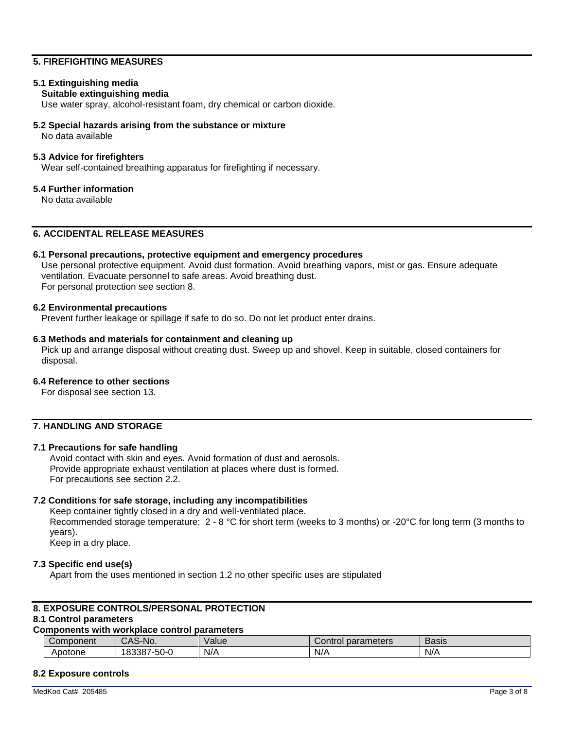## 5. FIREFIGHTING MEASURES

### 5.1 Extinguishing media

**Suitable extinguishing media**

Use water spray, alcohol-resistant foam, dry chemical or carbon dioxide.

### 5.2 Special hazards arising from the substance or mixture

No data available

### 5.3 Advice for firefighters

Wear self-contained breathing apparatus for firefighting if necessary.

### 5.4 Further information

No data available

## 6. ACCIDENTAL RELEASE MEASURES

### 6.1 Personal precautions, protective equipment and emergency procedures

Use personal protective equipment. Avoid dust formation. Avoid breathing vapors, mist or gas. Ensure adequate ventilation. Evacuate personnel to safe areas. Avoid breathing dust.
For personal protection see section 8.

### 6.2 Environmental precautions

Prevent further leakage or spillage if safe to do so. Do not let product enter drains.

### 6.3 Methods and materials for containment and cleaning up

Pick up and arrange disposal without creating dust. Sweep up and shovel. Keep in suitable, closed containers for disposal.

### 6.4 Reference to other sections

For disposal see section 13.

## 7. HANDLING AND STORAGE

### 7.1 Precautions for safe handling

Avoid contact with skin and eyes. Avoid formation of dust and aerosols.
Provide appropriate exhaust ventilation at places where dust is formed.
For precautions see section 2.2.

### 7.2 Conditions for safe storage, including any incompatibilities

Keep container tightly closed in a dry and well-ventilated place.
Recommended storage temperature: 2 - 8 °C for short term (weeks to 3 months) or -20°C for long term (3 months to years).
Keep in a dry place.

### 7.3 Specific end use(s)

Apart from the uses mentioned in section 1.2 no other specific uses are stipulated

## 8. EXPOSURE CONTROLS/PERSONAL PROTECTION

### 8.1 Control parameters

**Components with workplace control parameters**

| Component | CAS-No. | Value | Control parameters | Basis |
|---|---|---|---|---|
| Apotone | 183387-50-0 | N/A | N/A | N/A |

### 8.2 Exposure controls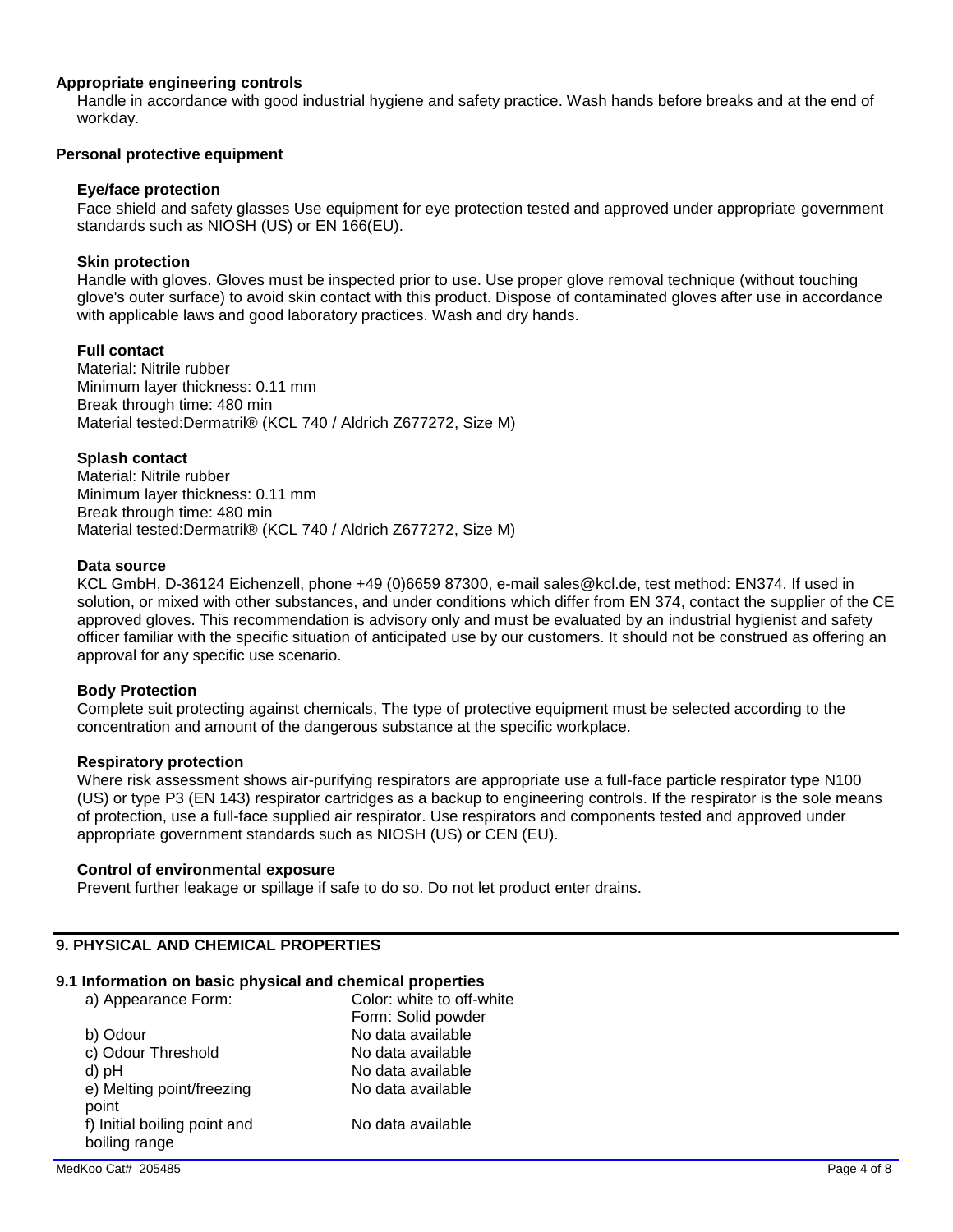**Appropriate engineering controls**

Handle in accordance with good industrial hygiene and safety practice. Wash hands before breaks and at the end of workday.

**Personal protective equipment**

**Eye/face protection**

Face shield and safety glasses Use equipment for eye protection tested and approved under appropriate government standards such as NIOSH (US) or EN 166(EU).

**Skin protection**

Handle with gloves. Gloves must be inspected prior to use. Use proper glove removal technique (without touching glove's outer surface) to avoid skin contact with this product. Dispose of contaminated gloves after use in accordance with applicable laws and good laboratory practices. Wash and dry hands.

**Full contact**

Material: Nitrile rubber
Minimum layer thickness: 0.11 mm
Break through time: 480 min
Material tested:Dermatril® (KCL 740 / Aldrich Z677272, Size M)

**Splash contact**

Material: Nitrile rubber
Minimum layer thickness: 0.11 mm
Break through time: 480 min
Material tested:Dermatril® (KCL 740 / Aldrich Z677272, Size M)

**Data source**

KCL GmbH, D-36124 Eichenzell, phone +49 (0)6659 87300, e-mail sales@kcl.de, test method: EN374. If used in solution, or mixed with other substances, and under conditions which differ from EN 374, contact the supplier of the CE approved gloves. This recommendation is advisory only and must be evaluated by an industrial hygienist and safety officer familiar with the specific situation of anticipated use by our customers. It should not be construed as offering an approval for any specific use scenario.

**Body Protection**

Complete suit protecting against chemicals, The type of protective equipment must be selected according to the concentration and amount of the dangerous substance at the specific workplace.

**Respiratory protection**

Where risk assessment shows air-purifying respirators are appropriate use a full-face particle respirator type N100 (US) or type P3 (EN 143) respirator cartridges as a backup to engineering controls. If the respirator is the sole means of protection, use a full-face supplied air respirator. Use respirators and components tested and approved under appropriate government standards such as NIOSH (US) or CEN (EU).

**Control of environmental exposure**

Prevent further leakage or spillage if safe to do so. Do not let product enter drains.

## 9. PHYSICAL AND CHEMICAL PROPERTIES

**9.1 Information on basic physical and chemical properties**

| | |
|---|---|
| a) Appearance Form: | Color: white to off-white<br>Form: Solid powder |
| b) Odour | No data available |
| c) Odour Threshold | No data available |
| d) pH | No data available |
| e) Melting point/freezing point | No data available |
| f) Initial boiling point and boiling range | No data available |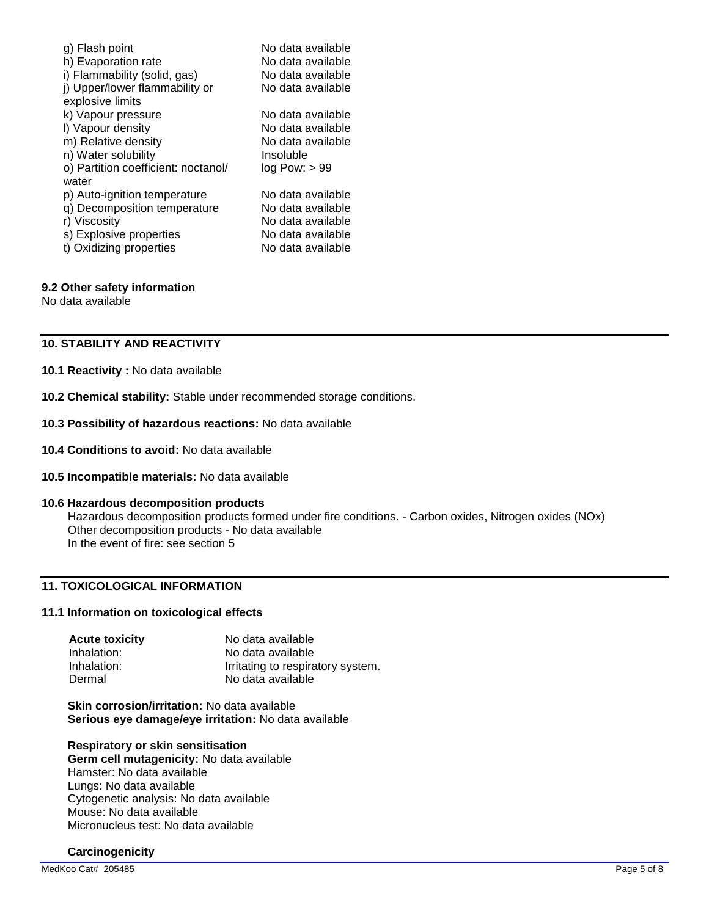| | |
|---|---|
| g) Flash point | No data available |
| h) Evaporation rate | No data available |
| i) Flammability (solid, gas) | No data available |
| j) Upper/lower flammability or explosive limits | No data available |
| k) Vapour pressure | No data available |
| l) Vapour density | No data available |
| m) Relative density | No data available |
| n) Water solubility | Insoluble |
| o) Partition coefficient: noctanol/ water | log Pow: > 99 |
| p) Auto-ignition temperature | No data available |
| q) Decomposition temperature | No data available |
| r) Viscosity | No data available |
| s) Explosive properties | No data available |
| t) Oxidizing properties | No data available |

**9.2 Other safety information**

No data available

## 10. STABILITY AND REACTIVITY

**10.1 Reactivity :** No data available

**10.2 Chemical stability:** Stable under recommended storage conditions.

**10.3 Possibility of hazardous reactions:** No data available

**10.4 Conditions to avoid:** No data available

**10.5 Incompatible materials:** No data available

**10.6 Hazardous decomposition products**

Hazardous decomposition products formed under fire conditions. - Carbon oxides, Nitrogen oxides (NOx)
Other decomposition products - No data available
In the event of fire: see section 5

## 11. TOXICOLOGICAL INFORMATION

**11.1 Information on toxicological effects**

| | |
|---|---|
| **Acute toxicity** | No data available |
| Inhalation: | No data available |
| Inhalation: | Irritating to respiratory system. |
| Dermal | No data available |

**Skin corrosion/irritation:** No data available
**Serious eye damage/eye irritation:** No data available

**Respiratory or skin sensitisation**
**Germ cell mutagenicity:** No data available
Hamster: No data available
Lungs: No data available
Cytogenetic analysis: No data available
Mouse: No data available
Micronucleus test: No data available

**Carcinogenicity**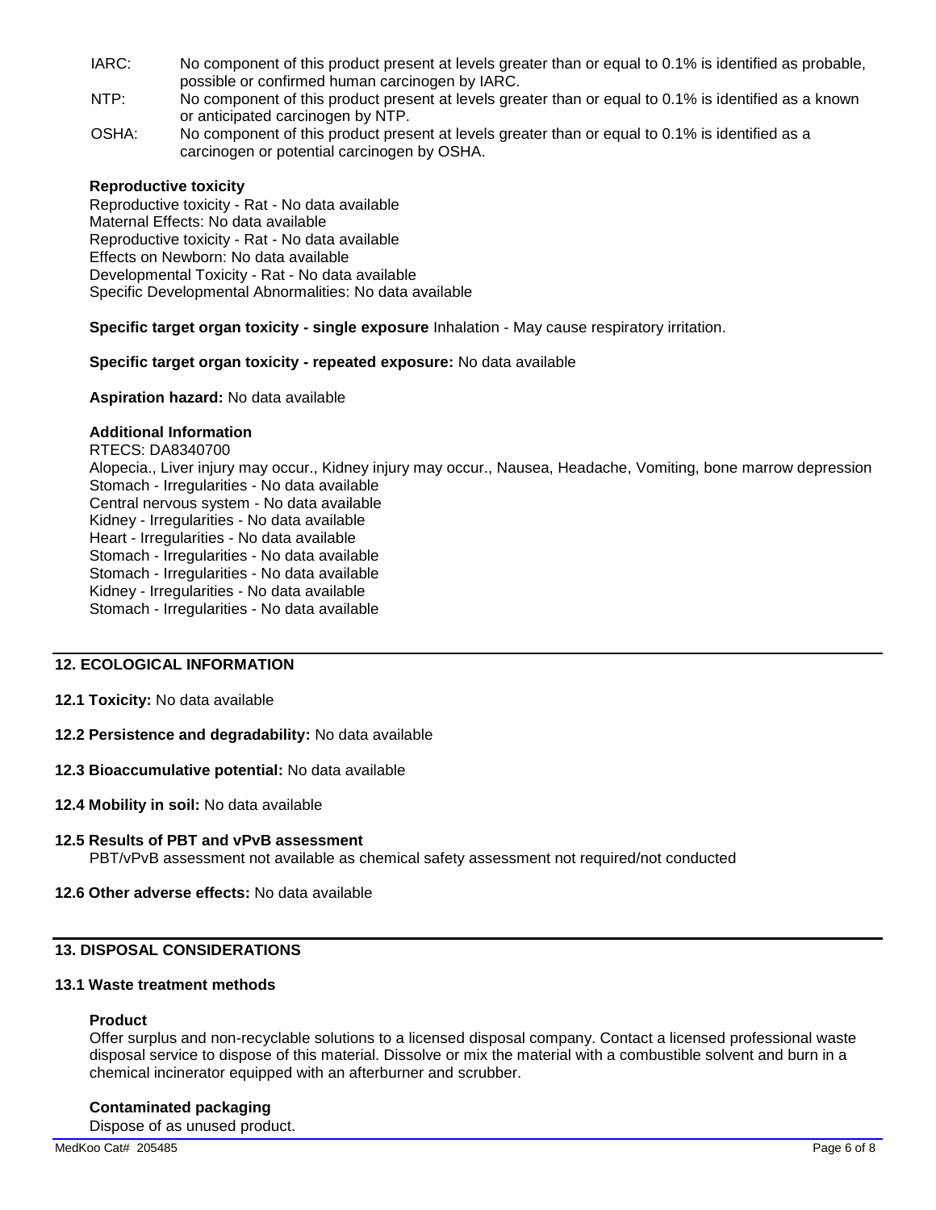IARC: No component of this product present at levels greater than or equal to 0.1% is identified as probable, possible or confirmed human carcinogen by IARC.

NTP: No component of this product present at levels greater than or equal to 0.1% is identified as a known or anticipated carcinogen by NTP.

OSHA: No component of this product present at levels greater than or equal to 0.1% is identified as a carcinogen or potential carcinogen by OSHA.

**Reproductive toxicity**

Reproductive toxicity - Rat - No data available
Maternal Effects: No data available
Reproductive toxicity - Rat - No data available
Effects on Newborn: No data available
Developmental Toxicity - Rat - No data available
Specific Developmental Abnormalities: No data available

**Specific target organ toxicity - single exposure** Inhalation - May cause respiratory irritation.

**Specific target organ toxicity - repeated exposure:** No data available

**Aspiration hazard:** No data available

**Additional Information**

RTECS: DA8340700
Alopecia., Liver injury may occur., Kidney injury may occur., Nausea, Headache, Vomiting, bone marrow depression
Stomach - Irregularities - No data available
Central nervous system - No data available
Kidney - Irregularities - No data available
Heart - Irregularities - No data available
Stomach - Irregularities - No data available
Stomach - Irregularities - No data available
Kidney - Irregularities - No data available
Stomach - Irregularities - No data available

## 12. ECOLOGICAL INFORMATION

**12.1 Toxicity:** No data available

**12.2 Persistence and degradability:** No data available

**12.3 Bioaccumulative potential:** No data available

**12.4 Mobility in soil:** No data available

**12.5 Results of PBT and vPvB assessment**

PBT/vPvB assessment not available as chemical safety assessment not required/not conducted

**12.6 Other adverse effects:** No data available

## 13. DISPOSAL CONSIDERATIONS

### 13.1 Waste treatment methods

**Product**

Offer surplus and non-recyclable solutions to a licensed disposal company. Contact a licensed professional waste disposal service to dispose of this material. Dissolve or mix the material with a combustible solvent and burn in a chemical incinerator equipped with an afterburner and scrubber.

**Contaminated packaging**

Dispose of as unused product.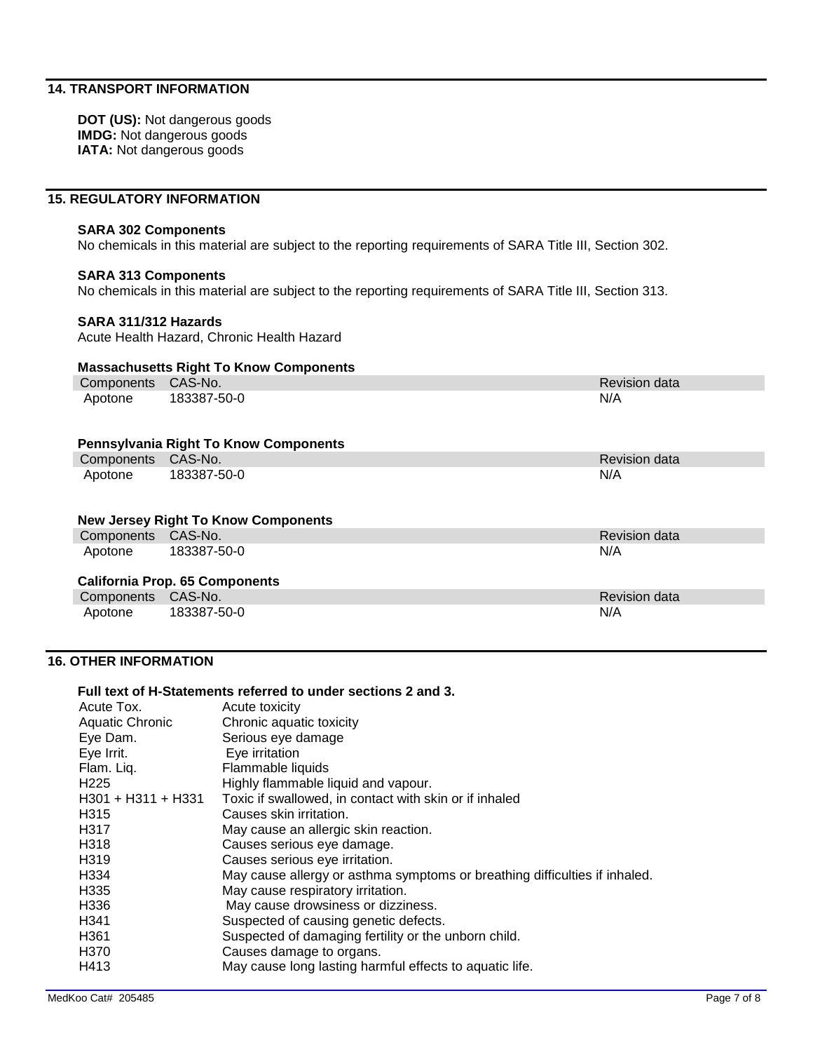## 14. TRANSPORT INFORMATION

**DOT (US):** Not dangerous goods
**IMDG:** Not dangerous goods
**IATA:** Not dangerous goods

## 15. REGULATORY INFORMATION

**SARA 302 Components**
No chemicals in this material are subject to the reporting requirements of SARA Title III, Section 302.

**SARA 313 Components**
No chemicals in this material are subject to the reporting requirements of SARA Title III, Section 313.

**SARA 311/312 Hazards**
Acute Health Hazard, Chronic Health Hazard

**Massachusetts Right To Know Components**

| Components | CAS-No. | Revision data |
|---|---|---|
| Apotone | 183387-50-0 | N/A |

**Pennsylvania Right To Know Components**

| Components | CAS-No. | Revision data |
|---|---|---|
| Apotone | 183387-50-0 | N/A |

**New Jersey Right To Know Components**

| Components | CAS-No. | Revision data |
|---|---|---|
| Apotone | 183387-50-0 | N/A |

**California Prop. 65 Components**

| Components | CAS-No. | Revision data |
|---|---|---|
| Apotone | 183387-50-0 | N/A |

## 16. OTHER INFORMATION

**Full text of H-Statements referred to under sections 2 and 3.**

| | |
|---|---|
| Acute Tox. | Acute toxicity |
| Aquatic Chronic | Chronic aquatic toxicity |
| Eye Dam. | Serious eye damage |
| Eye Irrit. | Eye irritation |
| Flam. Liq. | Flammable liquids |
| H225 | Highly flammable liquid and vapour. |
| H301 + H311 + H331 | Toxic if swallowed, in contact with skin or if inhaled |
| H315 | Causes skin irritation. |
| H317 | May cause an allergic skin reaction. |
| H318 | Causes serious eye damage. |
| H319 | Causes serious eye irritation. |
| H334 | May cause allergy or asthma symptoms or breathing difficulties if inhaled. |
| H335 | May cause respiratory irritation. |
| H336 | May cause drowsiness or dizziness. |
| H341 | Suspected of causing genetic defects. |
| H361 | Suspected of damaging fertility or the unborn child. |
| H370 | Causes damage to organs. |
| H413 | May cause long lasting harmful effects to aquatic life. |

MedKoo Cat# 205485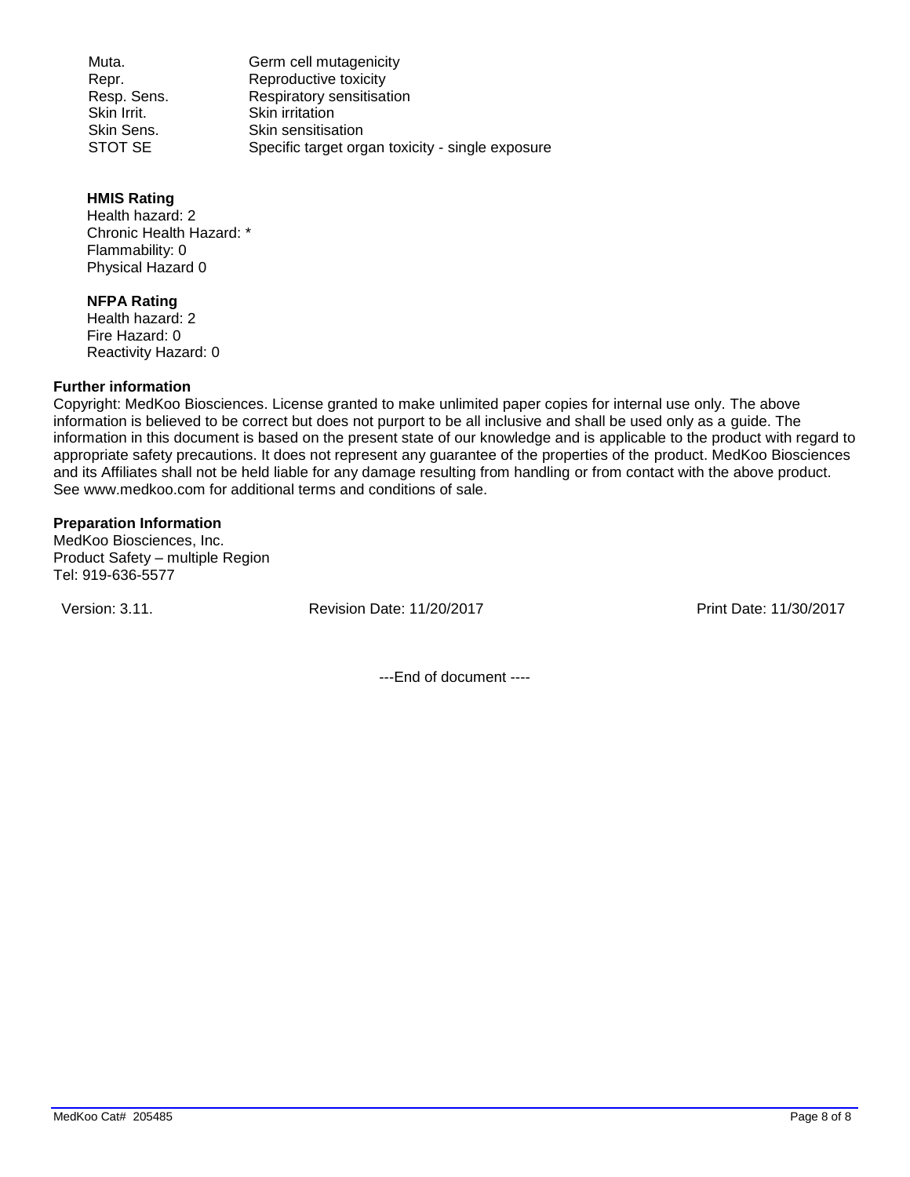| | |
|---|---|
| Muta. | Germ cell mutagenicity |
| Repr. | Reproductive toxicity |
| Resp. Sens. | Respiratory sensitisation |
| Skin Irrit. | Skin irritation |
| Skin Sens. | Skin sensitisation |
| STOT SE | Specific target organ toxicity - single exposure |

**HMIS Rating**

Health hazard: 2
Chronic Health Hazard: *
Flammability: 0
Physical Hazard 0

**NFPA Rating**

Health hazard: 2
Fire Hazard: 0
Reactivity Hazard: 0

**Further information**

Copyright: MedKoo Biosciences. License granted to make unlimited paper copies for internal use only. The above information is believed to be correct but does not purport to be all inclusive and shall be used only as a guide. The information in this document is based on the present state of our knowledge and is applicable to the product with regard to appropriate safety precautions. It does not represent any guarantee of the properties of the product. MedKoo Biosciences and its Affiliates shall not be held liable for any damage resulting from handling or from contact with the above product. See www.medkoo.com for additional terms and conditions of sale.

**Preparation Information**

MedKoo Biosciences, Inc.
Product Safety – multiple Region
Tel: 919-636-5577

Version: 3.11. Revision Date: 11/20/2017 Print Date: 11/30/2017

---End of document ----